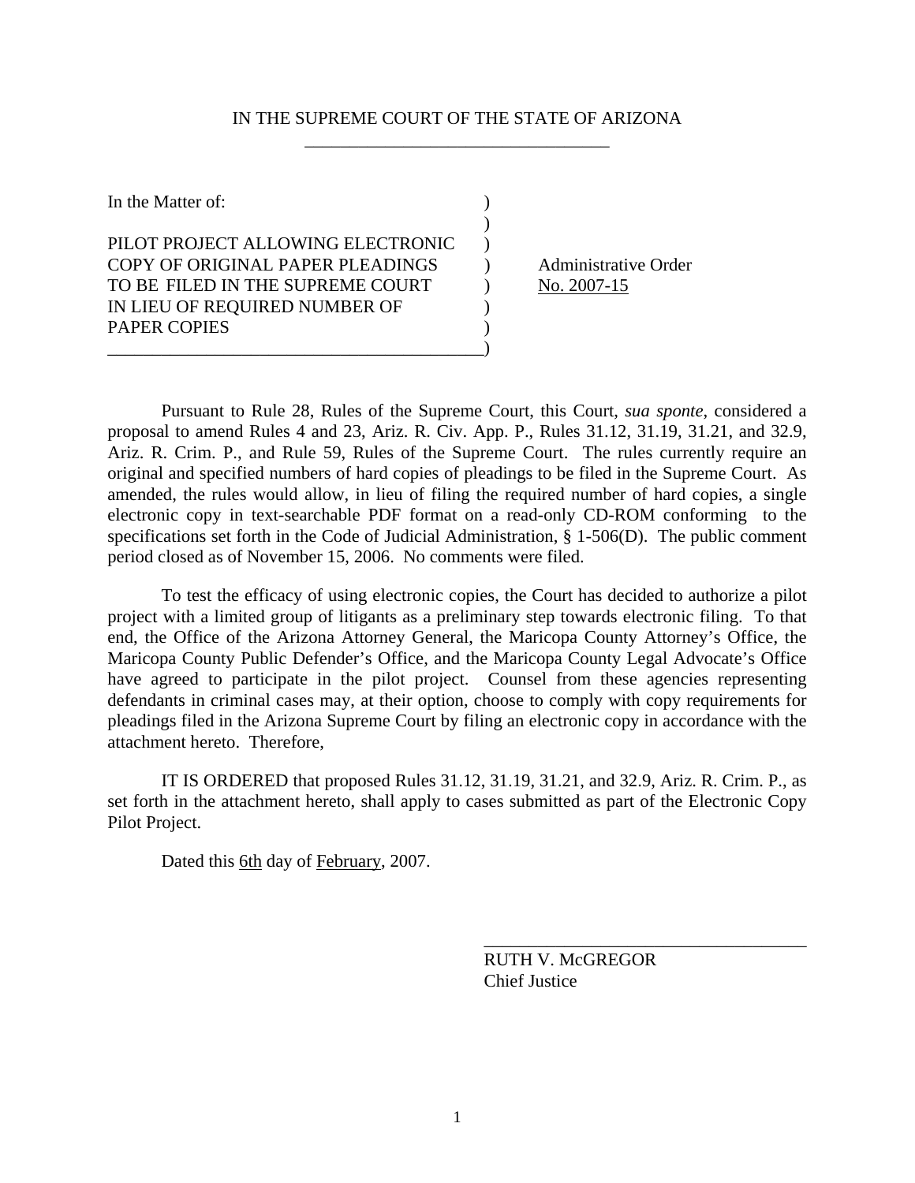IN THE SUPREME COURT OF THE STATE OF ARIZONA

| In the Matter of: | |
|---|---|
| PILOT PROJECT ALLOWING ELECTRONIC COPY OF ORIGINAL PAPER PLEADINGS TO BE FILED IN THE SUPREME COURT IN LIEU OF REQUIRED NUMBER OF PAPER COPIES | Administrative Order No. 2007-15 |

Pursuant to Rule 28, Rules of the Supreme Court, this Court, *sua sponte*, considered a proposal to amend Rules 4 and 23, Ariz. R. Civ. App. P., Rules 31.12, 31.19, 31.21, and 32.9, Ariz. R. Crim. P., and Rule 59, Rules of the Supreme Court. The rules currently require an original and specified numbers of hard copies of pleadings to be filed in the Supreme Court. As amended, the rules would allow, in lieu of filing the required number of hard copies, a single electronic copy in text-searchable PDF format on a read-only CD-ROM conforming to the specifications set forth in the Code of Judicial Administration, § 1-506(D). The public comment period closed as of November 15, 2006. No comments were filed.

To test the efficacy of using electronic copies, the Court has decided to authorize a pilot project with a limited group of litigants as a preliminary step towards electronic filing. To that end, the Office of the Arizona Attorney General, the Maricopa County Attorney's Office, the Maricopa County Public Defender's Office, and the Maricopa County Legal Advocate's Office have agreed to participate in the pilot project. Counsel from these agencies representing defendants in criminal cases may, at their option, choose to comply with copy requirements for pleadings filed in the Arizona Supreme Court by filing an electronic copy in accordance with the attachment hereto. Therefore,

IT IS ORDERED that proposed Rules 31.12, 31.19, 31.21, and 32.9, Ariz. R. Crim. P., as set forth in the attachment hereto, shall apply to cases submitted as part of the Electronic Copy Pilot Project.

Dated this 6th day of February, 2007.

RUTH V. McGREGOR
Chief Justice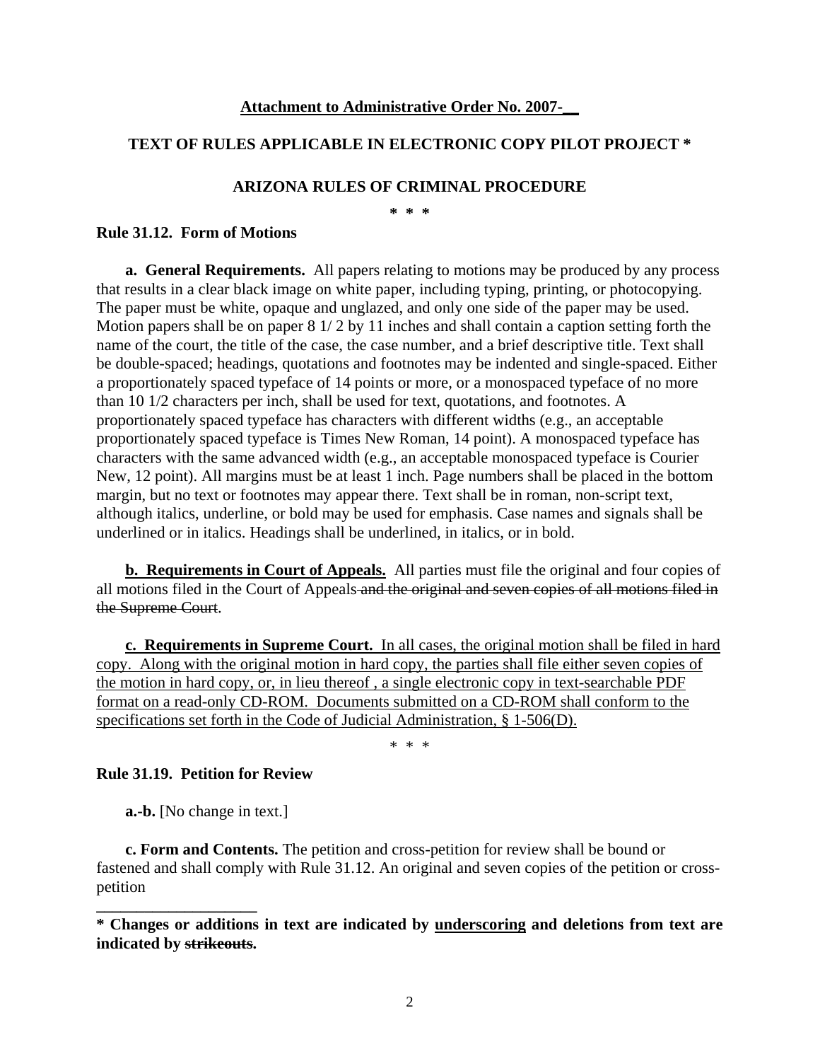**Attachment to Administrative Order No. 2007-__**

**TEXT OF RULES APPLICABLE IN ELECTRONIC COPY PILOT PROJECT ***

**ARIZONA RULES OF CRIMINAL PROCEDURE**

*** * ***

**Rule 31.12. Form of Motions**

**a. General Requirements.** All papers relating to motions may be produced by any process that results in a clear black image on white paper, including typing, printing, or photocopying. The paper must be white, opaque and unglazed, and only one side of the paper may be used. Motion papers shall be on paper 8 1/ 2 by 11 inches and shall contain a caption setting forth the name of the court, the title of the case, the case number, and a brief descriptive title. Text shall be double-spaced; headings, quotations and footnotes may be indented and single-spaced. Either a proportionately spaced typeface of 14 points or more, or a monospaced typeface of no more than 10 1/2 characters per inch, shall be used for text, quotations, and footnotes. A proportionately spaced typeface has characters with different widths (e.g., an acceptable proportionately spaced typeface is Times New Roman, 14 point). A monospaced typeface has characters with the same advanced width (e.g., an acceptable monospaced typeface is Courier New, 12 point). All margins must be at least 1 inch. Page numbers shall be placed in the bottom margin, but no text or footnotes may appear there. Text shall be in roman, non-script text, although italics, underline, or bold may be used for emphasis. Case names and signals shall be underlined or in italics. Headings shall be underlined, in italics, or in bold.

<u>**b. Requirements in Court of Appeals.**</u> All parties must file the original and four copies of all motions filed in the Court of Appeals ~~and the original and seven copies of all motions filed in the Supreme Court~~.

<u>**c. Requirements in Supreme Court.** In all cases, the original motion shall be filed in hard copy. Along with the original motion in hard copy, the parties shall file either seven copies of the motion in hard copy, or, in lieu thereof , a single electronic copy in text-searchable PDF format on a read-only CD-ROM. Documents submitted on a CD-ROM shall conform to the specifications set forth in the Code of Judicial Administration, § 1-506(D).</u>

\* \* \*

**Rule 31.19. Petition for Review**

**a.-b.** [No change in text.]

**c. Form and Contents.** The petition and cross-petition for review shall be bound or fastened and shall comply with Rule 31.12. An original and seven copies of the petition or cross-petition

---

**\* Changes or additions in text are indicated by <u>underscoring</u> and deletions from text are indicated by ~~strikeouts~~.**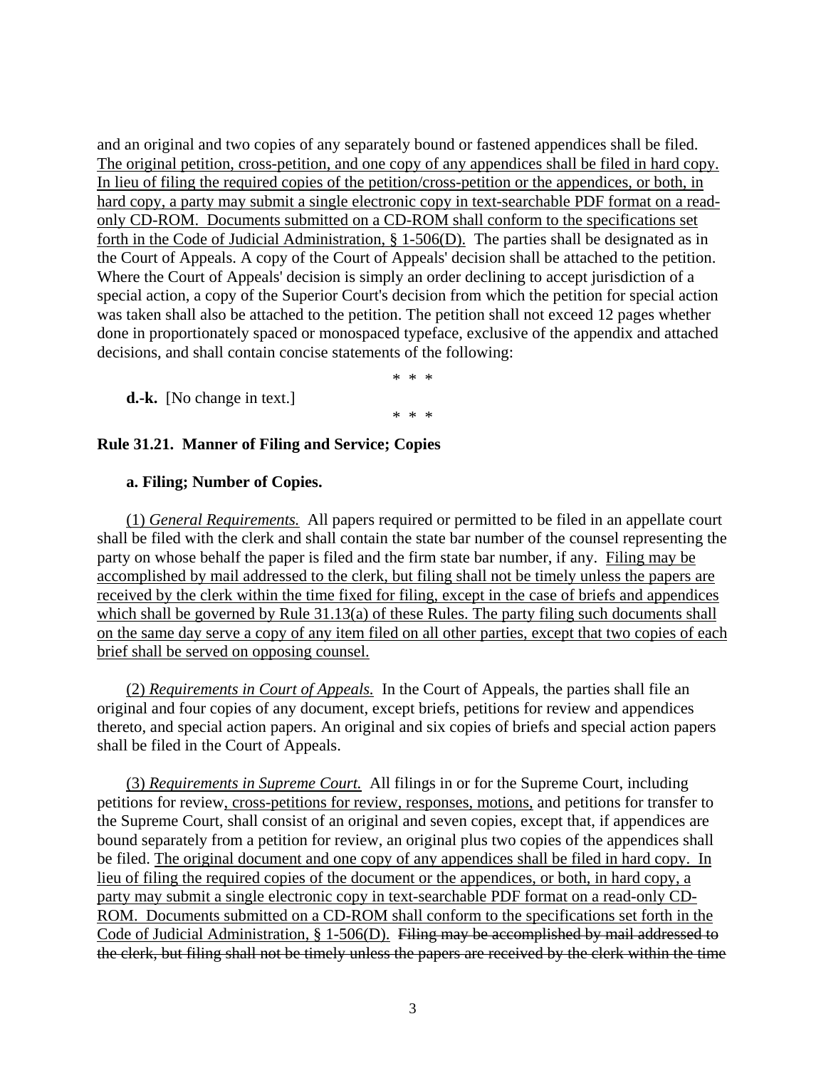and an original and two copies of any separately bound or fastened appendices shall be filed. <u>The original petition, cross-petition, and one copy of any appendices shall be filed in hard copy. In lieu of filing the required copies of the petition/cross-petition or the appendices, or both, in hard copy, a party may submit a single electronic copy in text-searchable PDF format on a read-only CD-ROM. Documents submitted on a CD-ROM shall conform to the specifications set forth in the Code of Judicial Administration, § 1-506(D).</u> The parties shall be designated as in the Court of Appeals. A copy of the Court of Appeals' decision shall be attached to the petition. Where the Court of Appeals' decision is simply an order declining to accept jurisdiction of a special action, a copy of the Superior Court's decision from which the petition for special action was taken shall also be attached to the petition. The petition shall not exceed 12 pages whether done in proportionately spaced or monospaced typeface, exclusive of the appendix and attached decisions, and shall contain concise statements of the following:

\* \* \*

**d.-k.** [No change in text.]

\* \* \*

### Rule 31.21. Manner of Filing and Service; Copies

**a. Filing; Number of Copies.**

<u>(1)</u> <u>*General Requirements.*</u> All papers required or permitted to be filed in an appellate court shall be filed with the clerk and shall contain the state bar number of the counsel representing the party on whose behalf the paper is filed and the firm state bar number, if any. <u>Filing may be accomplished by mail addressed to the clerk, but filing shall not be timely unless the papers are received by the clerk within the time fixed for filing, except in the case of briefs and appendices which shall be governed by Rule 31.13(a) of these Rules. The party filing such documents shall on the same day serve a copy of any item filed on all other parties, except that two copies of each brief shall be served on opposing counsel.</u>

<u>(2)</u> <u>*Requirements in Court of Appeals.*</u> In the Court of Appeals, the parties shall file an original and four copies of any document, except briefs, petitions for review and appendices thereto, and special action papers. An original and six copies of briefs and special action papers shall be filed in the Court of Appeals.

<u>(3)</u> <u>*Requirements in Supreme Court.*</u> All filings in or for the Supreme Court, including petitions for review<u>, cross-petitions for review, responses, motions,</u> and petitions for transfer to the Supreme Court, shall consist of an original and seven copies, except that, if appendices are bound separately from a petition for review, an original plus two copies of the appendices shall be filed. <u>The original document and one copy of any appendices shall be filed in hard copy. In lieu of filing the required copies of the document or the appendices, or both, in hard copy, a party may submit a single electronic copy in text-searchable PDF format on a read-only CD-ROM. Documents submitted on a CD-ROM shall conform to the specifications set forth in the Code of Judicial Administration, § 1-506(D).</u> ~~Filing may be accomplished by mail addressed to the clerk, but filing shall not be timely unless the papers are received by the clerk within the time~~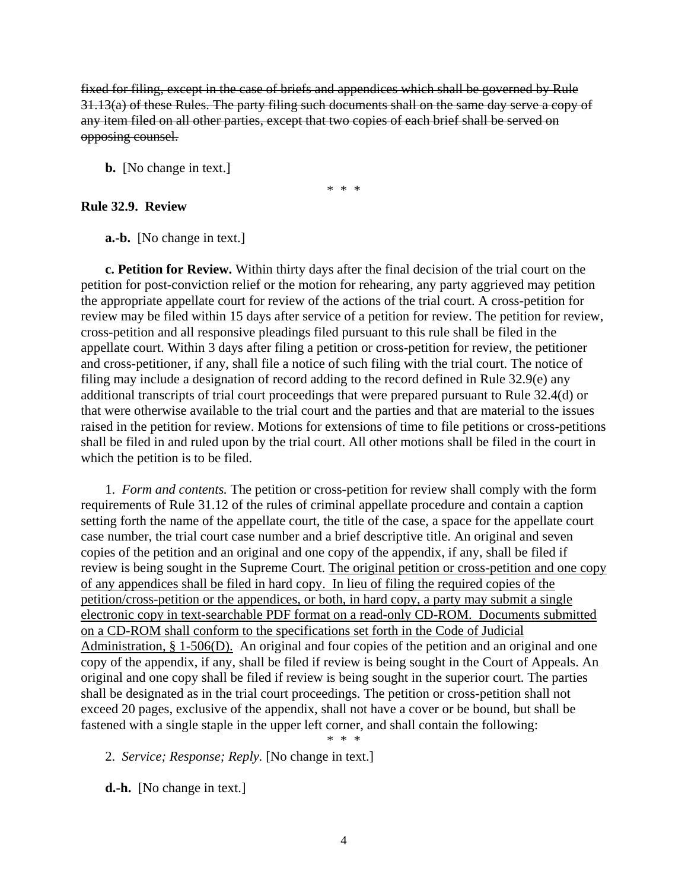~~fixed for filing, except in the case of briefs and appendices which shall be governed by Rule 31.13(a) of these Rules. The party filing such documents shall on the same day serve a copy of any item filed on all other parties, except that two copies of each brief shall be served on opposing counsel.~~

**b.** [No change in text.]

\* \* \*

**Rule 32.9. Review**

**a.-b.** [No change in text.]

**c. Petition for Review.** Within thirty days after the final decision of the trial court on the petition for post-conviction relief or the motion for rehearing, any party aggrieved may petition the appropriate appellate court for review of the actions of the trial court. A cross-petition for review may be filed within 15 days after service of a petition for review. The petition for review, cross-petition and all responsive pleadings filed pursuant to this rule shall be filed in the appellate court. Within 3 days after filing a petition or cross-petition for review, the petitioner and cross-petitioner, if any, shall file a notice of such filing with the trial court. The notice of filing may include a designation of record adding to the record defined in Rule 32.9(e) any additional transcripts of trial court proceedings that were prepared pursuant to Rule 32.4(d) or that were otherwise available to the trial court and the parties and that are material to the issues raised in the petition for review. Motions for extensions of time to file petitions or cross-petitions shall be filed in and ruled upon by the trial court. All other motions shall be filed in the court in which the petition is to be filed.

1. *Form and contents.* The petition or cross-petition for review shall comply with the form requirements of Rule 31.12 of the rules of criminal appellate procedure and contain a caption setting forth the name of the appellate court, the title of the case, a space for the appellate court case number, the trial court case number and a brief descriptive title. An original and seven copies of the petition and an original and one copy of the appendix, if any, shall be filed if review is being sought in the Supreme Court. <u>The original petition or cross-petition and one copy of any appendices shall be filed in hard copy. In lieu of filing the required copies of the petition/cross-petition or the appendices, or both, in hard copy, a party may submit a single electronic copy in text-searchable PDF format on a read-only CD-ROM. Documents submitted on a CD-ROM shall conform to the specifications set forth in the Code of Judicial Administration, § 1-506(D).</u> An original and four copies of the petition and an original and one copy of the appendix, if any, shall be filed if review is being sought in the Court of Appeals. An original and one copy shall be filed if review is being sought in the superior court. The parties shall be designated as in the trial court proceedings. The petition or cross-petition shall not exceed 20 pages, exclusive of the appendix, shall not have a cover or be bound, but shall be fastened with a single staple in the upper left corner, and shall contain the following:

\* \* \*

2. *Service; Response; Reply.* [No change in text.]

**d.-h.** [No change in text.]